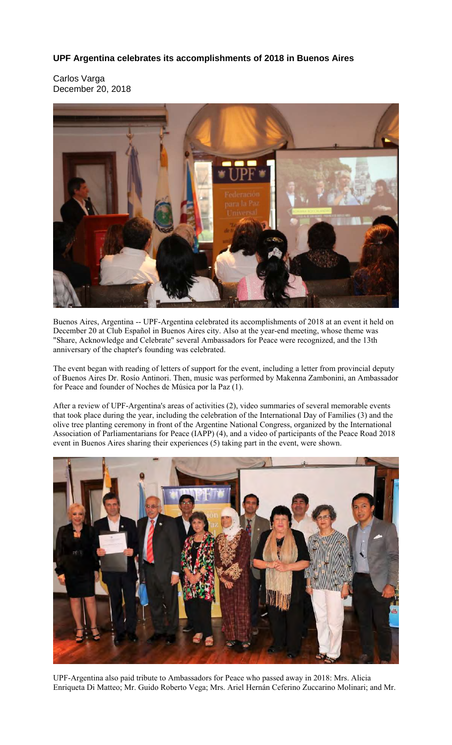**UPF Argentina celebrates its accomplishments of 2018 in Buenos Aires**

Carlos Varga
December 20, 2018

Buenos Aires, Argentina -- UPF-Argentina celebrated its accomplishments of 2018 at an event it held on December 20 at Club Español in Buenos Aires city. Also at the year-end meeting, whose theme was "Share, Acknowledge and Celebrate" several Ambassadors for Peace were recognized, and the 13th anniversary of the chapter's founding was celebrated.

The event began with reading of letters of support for the event, including a letter from provincial deputy of Buenos Aires Dr. Rosío Antinori. Then, music was performed by Makenna Zambonini, an Ambassador for Peace and founder of Noches de Música por la Paz (1).

After a review of UPF-Argentina's areas of activities (2), video summaries of several memorable events that took place during the year, including the celebration of the International Day of Families (3) and the olive tree planting ceremony in front of the Argentine National Congress, organized by the International Association of Parliamentarians for Peace (IAPP) (4), and a video of participants of the Peace Road 2018 event in Buenos Aires sharing their experiences (5) taking part in the event, were shown.

UPF-Argentina also paid tribute to Ambassadors for Peace who passed away in 2018: Mrs. Alicia Enriqueta Di Matteo; Mr. Guido Roberto Vega; Mrs. Ariel Hernán Ceferino Zuccarino Molinari; and Mr.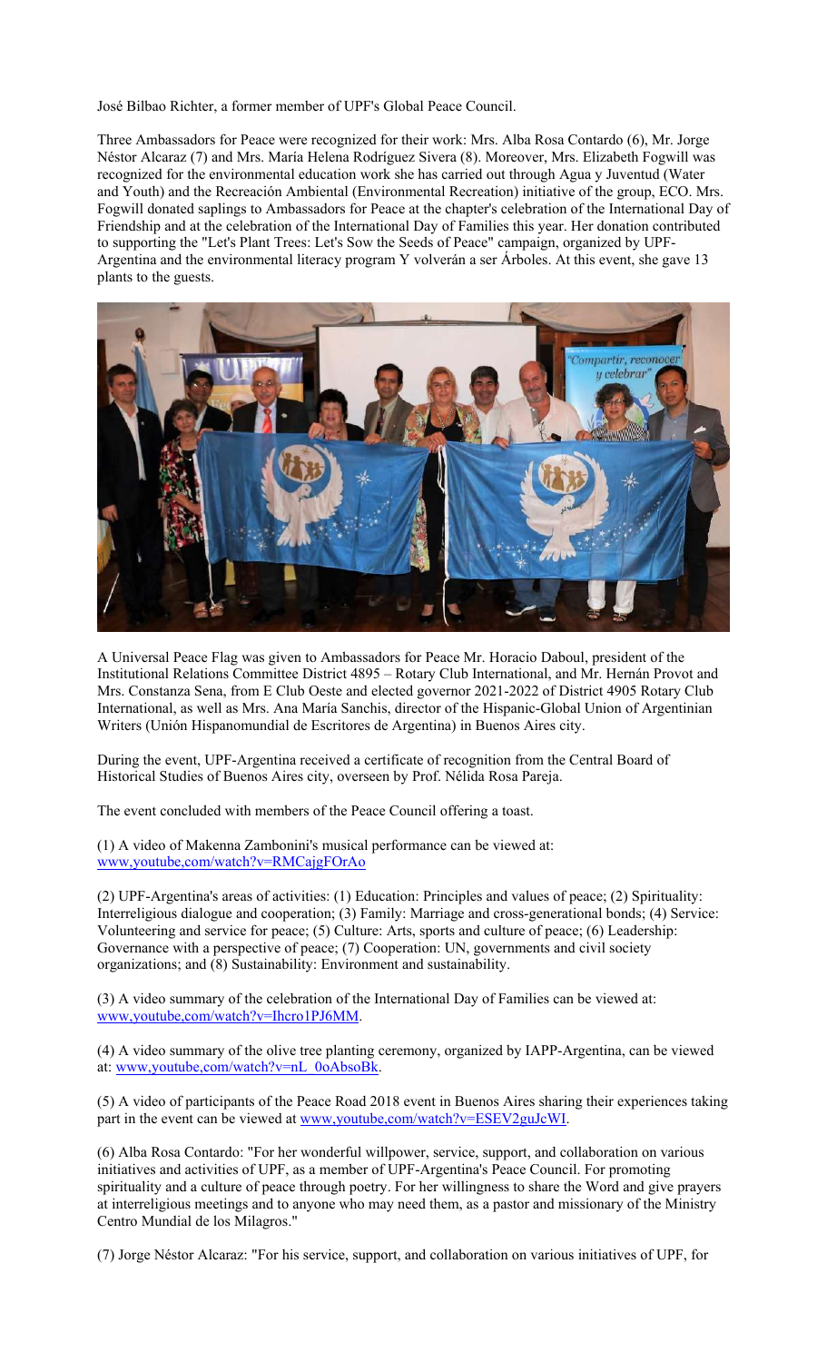José Bilbao Richter, a former member of UPF's Global Peace Council.

Three Ambassadors for Peace were recognized for their work: Mrs. Alba Rosa Contardo (6), Mr. Jorge Néstor Alcaraz (7) and Mrs. María Helena Rodríguez Sivera (8). Moreover, Mrs. Elizabeth Fogwill was recognized for the environmental education work she has carried out through Agua y Juventud (Water and Youth) and the Recreación Ambiental (Environmental Recreation) initiative of the group, ECO. Mrs. Fogwill donated saplings to Ambassadors for Peace at the chapter's celebration of the International Day of Friendship and at the celebration of the International Day of Families this year. Her donation contributed to supporting the "Let's Plant Trees: Let's Sow the Seeds of Peace" campaign, organized by UPF-Argentina and the environmental literacy program Y volverán a ser Árboles. At this event, she gave 13 plants to the guests.

A Universal Peace Flag was given to Ambassadors for Peace Mr. Horacio Daboul, president of the Institutional Relations Committee District 4895 – Rotary Club International, and Mr. Hernán Provot and Mrs. Constanza Sena, from E Club Oeste and elected governor 2021-2022 of District 4905 Rotary Club International, as well as Mrs. Ana María Sanchis, director of the Hispanic-Global Union of Argentinian Writers (Unión Hispanomundial de Escritores de Argentina) in Buenos Aires city.

During the event, UPF-Argentina received a certificate of recognition from the Central Board of Historical Studies of Buenos Aires city, overseen by Prof. Nélida Rosa Pareja.

The event concluded with members of the Peace Council offering a toast.

(1) A video of Makenna Zambonini's musical performance can be viewed at: www,youtube,com/watch?v=RMCajgFOrAo

(2) UPF-Argentina's areas of activities: (1) Education: Principles and values of peace; (2) Spirituality: Interreligious dialogue and cooperation; (3) Family: Marriage and cross-generational bonds; (4) Service: Volunteering and service for peace; (5) Culture: Arts, sports and culture of peace; (6) Leadership: Governance with a perspective of peace; (7) Cooperation: UN, governments and civil society organizations; and (8) Sustainability: Environment and sustainability.

(3) A video summary of the celebration of the International Day of Families can be viewed at: www,youtube,com/watch?v=Ihcro1PJ6MM.

(4) A video summary of the olive tree planting ceremony, organized by IAPP-Argentina, can be viewed at: www,youtube,com/watch?v=nL_0oAbsoBk.

(5) A video of participants of the Peace Road 2018 event in Buenos Aires sharing their experiences taking part in the event can be viewed at www,youtube,com/watch?v=ESEV2guJcWI.

(6) Alba Rosa Contardo: "For her wonderful willpower, service, support, and collaboration on various initiatives and activities of UPF, as a member of UPF-Argentina's Peace Council. For promoting spirituality and a culture of peace through poetry. For her willingness to share the Word and give prayers at interreligious meetings and to anyone who may need them, as a pastor and missionary of the Ministry Centro Mundial de los Milagros."

(7) Jorge Néstor Alcaraz: "For his service, support, and collaboration on various initiatives of UPF, for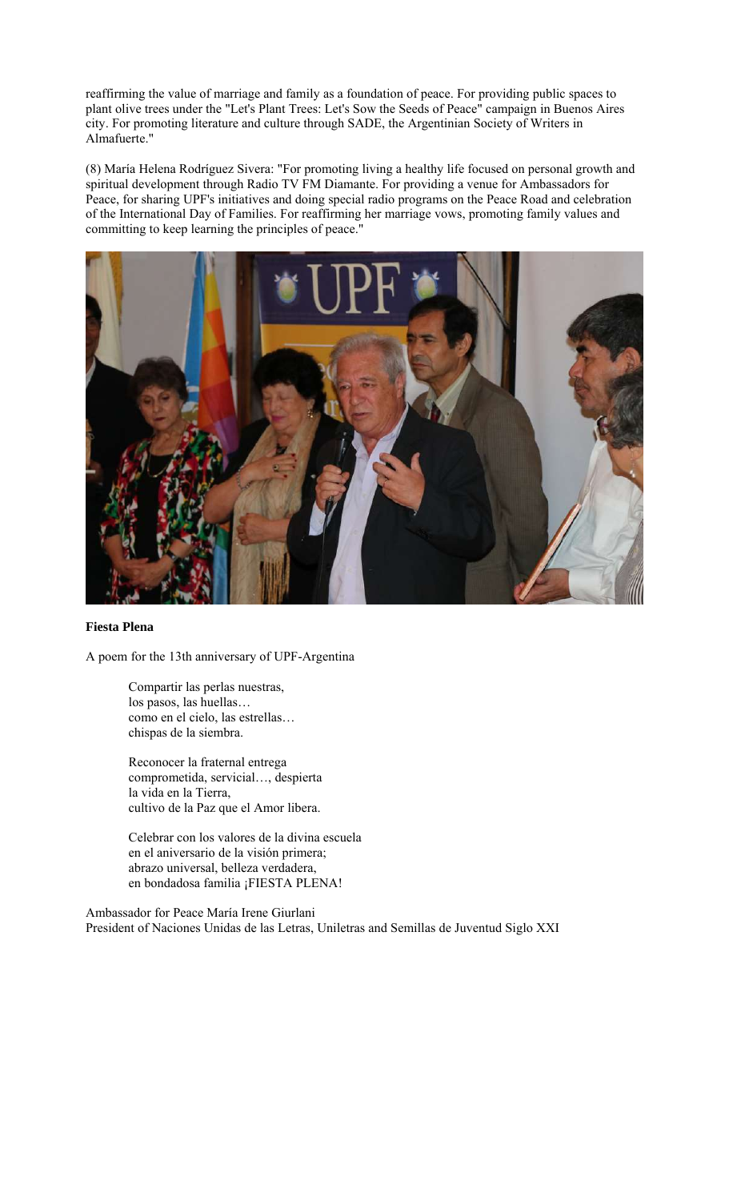reaffirming the value of marriage and family as a foundation of peace. For providing public spaces to plant olive trees under the "Let's Plant Trees: Let's Sow the Seeds of Peace" campaign in Buenos Aires city. For promoting literature and culture through SADE, the Argentinian Society of Writers in Almafuerte."

(8) María Helena Rodríguez Sivera: "For promoting living a healthy life focused on personal growth and spiritual development through Radio TV FM Diamante. For providing a venue for Ambassadors for Peace, for sharing UPF's initiatives and doing special radio programs on the Peace Road and celebration of the International Day of Families. For reaffirming her marriage vows, promoting family values and committing to keep learning the principles of peace."

**Fiesta Plena**

A poem for the 13th anniversary of UPF-Argentina

Compartir las perlas nuestras,  
los pasos, las huellas…  
como en el cielo, las estrellas…  
chispas de la siembra.

Reconocer la fraternal entrega  
comprometida, servicial…, despierta  
la vida en la Tierra,  
cultivo de la Paz que el Amor libera.

Celebrar con los valores de la divina escuela  
en el aniversario de la visión primera;  
abrazo universal, belleza verdadera,  
en bondadosa familia ¡FIESTA PLENA!

Ambassador for Peace María Irene Giurlani  
President of Naciones Unidas de las Letras, Uniletras and Semillas de Juventud Siglo XXI